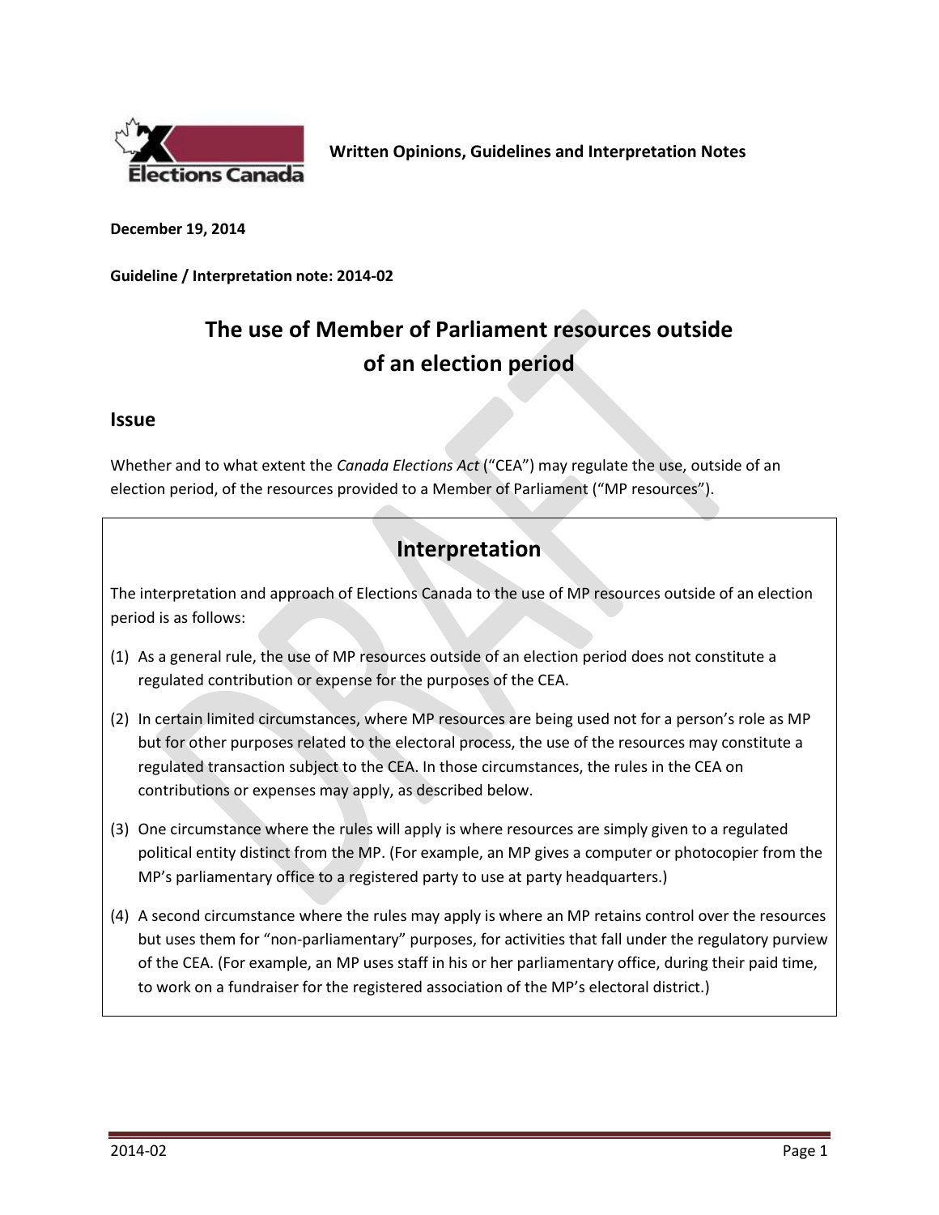**Written Opinions, Guidelines and Interpretation Notes**

**December 19, 2014**

**Guideline / Interpretation note: 2014-02**

# The use of Member of Parliament resources outside of an election period

## Issue

Whether and to what extent the *Canada Elections Act* ("CEA") may regulate the use, outside of an election period, of the resources provided to a Member of Parliament ("MP resources").

## Interpretation

The interpretation and approach of Elections Canada to the use of MP resources outside of an election period is as follows:

(1) As a general rule, the use of MP resources outside of an election period does not constitute a regulated contribution or expense for the purposes of the CEA.

(2) In certain limited circumstances, where MP resources are being used not for a person's role as MP but for other purposes related to the electoral process, the use of the resources may constitute a regulated transaction subject to the CEA. In those circumstances, the rules in the CEA on contributions or expenses may apply, as described below.

(3) One circumstance where the rules will apply is where resources are simply given to a regulated political entity distinct from the MP. (For example, an MP gives a computer or photocopier from the MP's parliamentary office to a registered party to use at party headquarters.)

(4) A second circumstance where the rules may apply is where an MP retains control over the resources but uses them for "non-parliamentary" purposes, for activities that fall under the regulatory purview of the CEA. (For example, an MP uses staff in his or her parliamentary office, during their paid time, to work on a fundraiser for the registered association of the MP's electoral district.)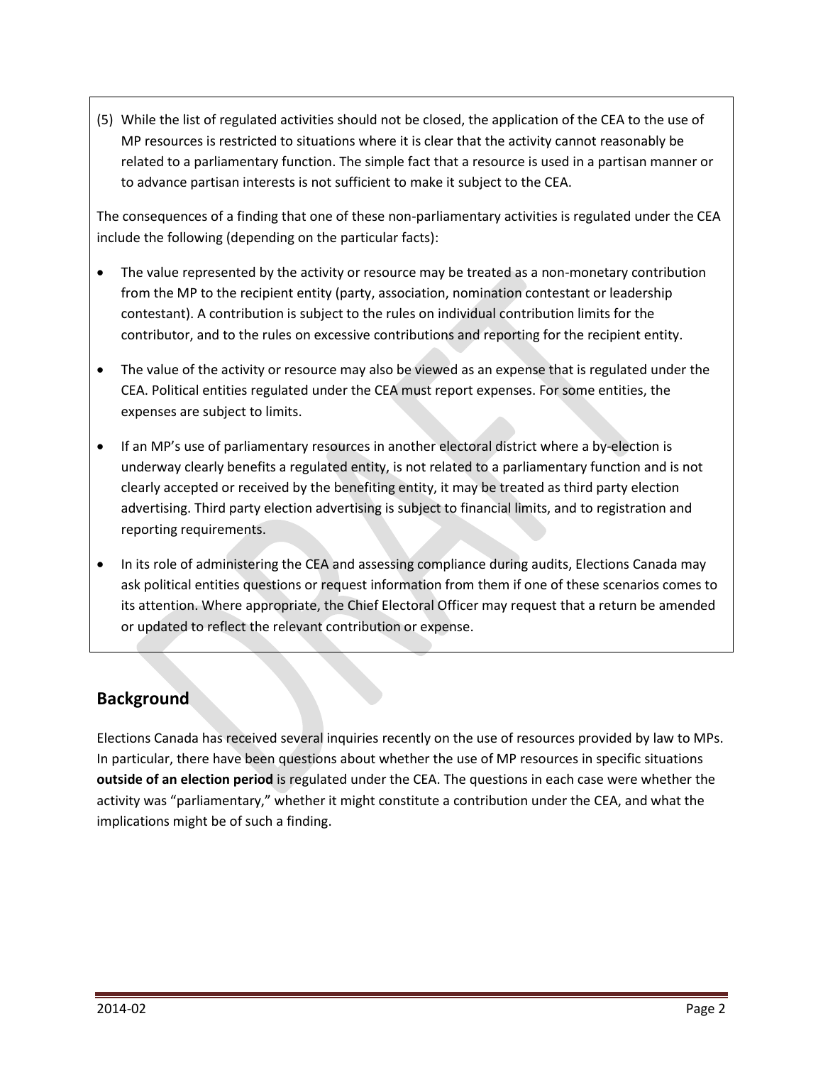(5) While the list of regulated activities should not be closed, the application of the CEA to the use of MP resources is restricted to situations where it is clear that the activity cannot reasonably be related to a parliamentary function. The simple fact that a resource is used in a partisan manner or to advance partisan interests is not sufficient to make it subject to the CEA.

The consequences of a finding that one of these non-parliamentary activities is regulated under the CEA include the following (depending on the particular facts):

- The value represented by the activity or resource may be treated as a non-monetary contribution from the MP to the recipient entity (party, association, nomination contestant or leadership contestant). A contribution is subject to the rules on individual contribution limits for the contributor, and to the rules on excessive contributions and reporting for the recipient entity.
- The value of the activity or resource may also be viewed as an expense that is regulated under the CEA. Political entities regulated under the CEA must report expenses. For some entities, the expenses are subject to limits.
- If an MP's use of parliamentary resources in another electoral district where a by-election is underway clearly benefits a regulated entity, is not related to a parliamentary function and is not clearly accepted or received by the benefiting entity, it may be treated as third party election advertising. Third party election advertising is subject to financial limits, and to registration and reporting requirements.
- In its role of administering the CEA and assessing compliance during audits, Elections Canada may ask political entities questions or request information from them if one of these scenarios comes to its attention. Where appropriate, the Chief Electoral Officer may request that a return be amended or updated to reflect the relevant contribution or expense.

## Background

Elections Canada has received several inquiries recently on the use of resources provided by law to MPs. In particular, there have been questions about whether the use of MP resources in specific situations **outside of an election period** is regulated under the CEA. The questions in each case were whether the activity was "parliamentary," whether it might constitute a contribution under the CEA, and what the implications might be of such a finding.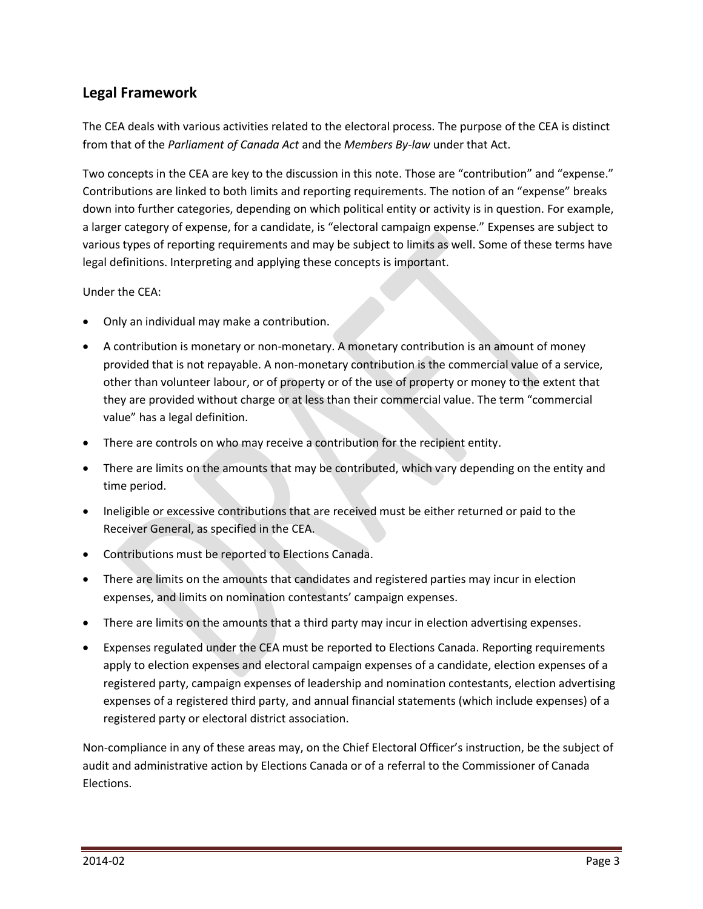## Legal Framework

The CEA deals with various activities related to the electoral process. The purpose of the CEA is distinct from that of the *Parliament of Canada Act* and the *Members By-law* under that Act.

Two concepts in the CEA are key to the discussion in this note. Those are "contribution" and "expense." Contributions are linked to both limits and reporting requirements. The notion of an "expense" breaks down into further categories, depending on which political entity or activity is in question. For example, a larger category of expense, for a candidate, is "electoral campaign expense." Expenses are subject to various types of reporting requirements and may be subject to limits as well. Some of these terms have legal definitions. Interpreting and applying these concepts is important.

Under the CEA:

- Only an individual may make a contribution.
- A contribution is monetary or non-monetary. A monetary contribution is an amount of money provided that is not repayable. A non-monetary contribution is the commercial value of a service, other than volunteer labour, or of property or of the use of property or money to the extent that they are provided without charge or at less than their commercial value. The term "commercial value" has a legal definition.
- There are controls on who may receive a contribution for the recipient entity.
- There are limits on the amounts that may be contributed, which vary depending on the entity and time period.
- Ineligible or excessive contributions that are received must be either returned or paid to the Receiver General, as specified in the CEA.
- Contributions must be reported to Elections Canada.
- There are limits on the amounts that candidates and registered parties may incur in election expenses, and limits on nomination contestants' campaign expenses.
- There are limits on the amounts that a third party may incur in election advertising expenses.
- Expenses regulated under the CEA must be reported to Elections Canada. Reporting requirements apply to election expenses and electoral campaign expenses of a candidate, election expenses of a registered party, campaign expenses of leadership and nomination contestants, election advertising expenses of a registered third party, and annual financial statements (which include expenses) of a registered party or electoral district association.

Non-compliance in any of these areas may, on the Chief Electoral Officer's instruction, be the subject of audit and administrative action by Elections Canada or of a referral to the Commissioner of Canada Elections.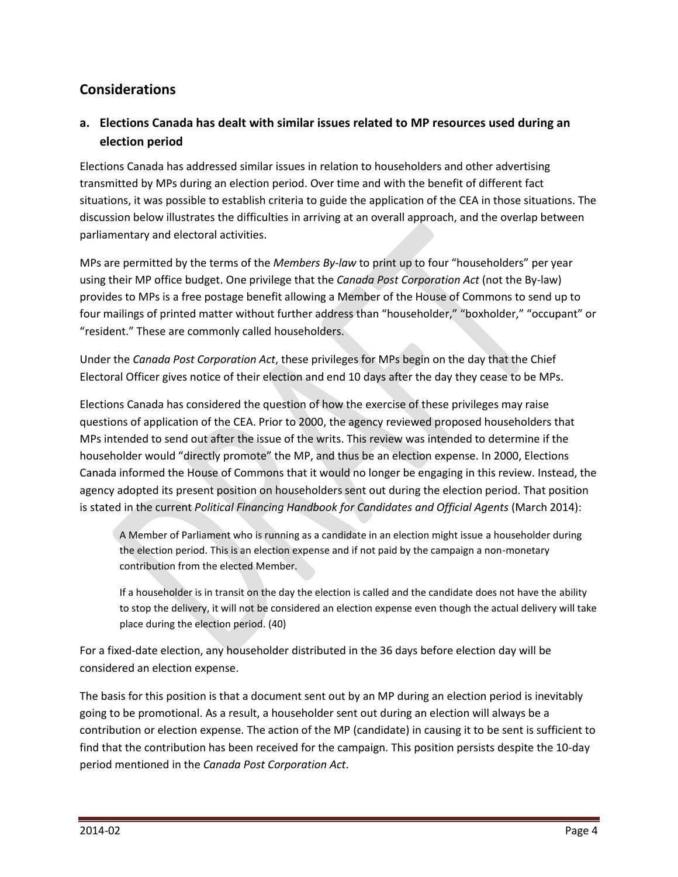## Considerations

### a. Elections Canada has dealt with similar issues related to MP resources used during an election period

Elections Canada has addressed similar issues in relation to householders and other advertising transmitted by MPs during an election period. Over time and with the benefit of different fact situations, it was possible to establish criteria to guide the application of the CEA in those situations. The discussion below illustrates the difficulties in arriving at an overall approach, and the overlap between parliamentary and electoral activities.

MPs are permitted by the terms of the *Members By-law* to print up to four "householders" per year using their MP office budget. One privilege that the *Canada Post Corporation Act* (not the By-law) provides to MPs is a free postage benefit allowing a Member of the House of Commons to send up to four mailings of printed matter without further address than "householder," "boxholder," "occupant" or "resident." These are commonly called householders.

Under the *Canada Post Corporation Act*, these privileges for MPs begin on the day that the Chief Electoral Officer gives notice of their election and end 10 days after the day they cease to be MPs.

Elections Canada has considered the question of how the exercise of these privileges may raise questions of application of the CEA. Prior to 2000, the agency reviewed proposed householders that MPs intended to send out after the issue of the writs. This review was intended to determine if the householder would "directly promote" the MP, and thus be an election expense. In 2000, Elections Canada informed the House of Commons that it would no longer be engaging in this review. Instead, the agency adopted its present position on householders sent out during the election period. That position is stated in the current *Political Financing Handbook for Candidates and Official Agents* (March 2014):

> A Member of Parliament who is running as a candidate in an election might issue a householder during the election period. This is an election expense and if not paid by the campaign a non-monetary contribution from the elected Member.
>
> If a householder is in transit on the day the election is called and the candidate does not have the ability to stop the delivery, it will not be considered an election expense even though the actual delivery will take place during the election period. (40)

For a fixed-date election, any householder distributed in the 36 days before election day will be considered an election expense.

The basis for this position is that a document sent out by an MP during an election period is inevitably going to be promotional. As a result, a householder sent out during an election will always be a contribution or election expense. The action of the MP (candidate) in causing it to be sent is sufficient to find that the contribution has been received for the campaign. This position persists despite the 10-day period mentioned in the *Canada Post Corporation Act*.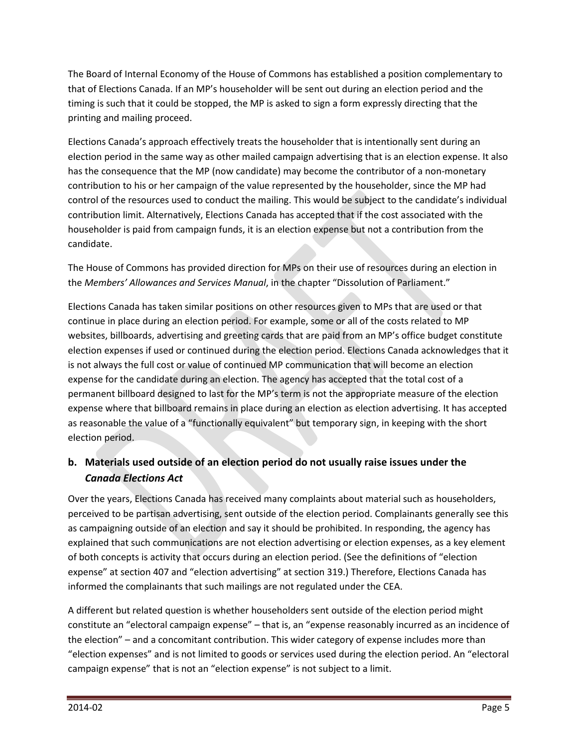The Board of Internal Economy of the House of Commons has established a position complementary to that of Elections Canada. If an MP's householder will be sent out during an election period and the timing is such that it could be stopped, the MP is asked to sign a form expressly directing that the printing and mailing proceed.

Elections Canada's approach effectively treats the householder that is intentionally sent during an election period in the same way as other mailed campaign advertising that is an election expense. It also has the consequence that the MP (now candidate) may become the contributor of a non-monetary contribution to his or her campaign of the value represented by the householder, since the MP had control of the resources used to conduct the mailing. This would be subject to the candidate's individual contribution limit. Alternatively, Elections Canada has accepted that if the cost associated with the householder is paid from campaign funds, it is an election expense but not a contribution from the candidate.

The House of Commons has provided direction for MPs on their use of resources during an election in the *Members' Allowances and Services Manual*, in the chapter "Dissolution of Parliament."

Elections Canada has taken similar positions on other resources given to MPs that are used or that continue in place during an election period. For example, some or all of the costs related to MP websites, billboards, advertising and greeting cards that are paid from an MP's office budget constitute election expenses if used or continued during the election period. Elections Canada acknowledges that it is not always the full cost or value of continued MP communication that will become an election expense for the candidate during an election. The agency has accepted that the total cost of a permanent billboard designed to last for the MP's term is not the appropriate measure of the election expense where that billboard remains in place during an election as election advertising. It has accepted as reasonable the value of a "functionally equivalent" but temporary sign, in keeping with the short election period.

### b. Materials used outside of an election period do not usually raise issues under the *Canada Elections Act*

Over the years, Elections Canada has received many complaints about material such as householders, perceived to be partisan advertising, sent outside of the election period. Complainants generally see this as campaigning outside of an election and say it should be prohibited. In responding, the agency has explained that such communications are not election advertising or election expenses, as a key element of both concepts is activity that occurs during an election period. (See the definitions of "election expense" at section 407 and "election advertising" at section 319.) Therefore, Elections Canada has informed the complainants that such mailings are not regulated under the CEA.

A different but related question is whether householders sent outside of the election period might constitute an "electoral campaign expense" – that is, an "expense reasonably incurred as an incidence of the election" – and a concomitant contribution. This wider category of expense includes more than "election expenses" and is not limited to goods or services used during the election period. An "electoral campaign expense" that is not an "election expense" is not subject to a limit.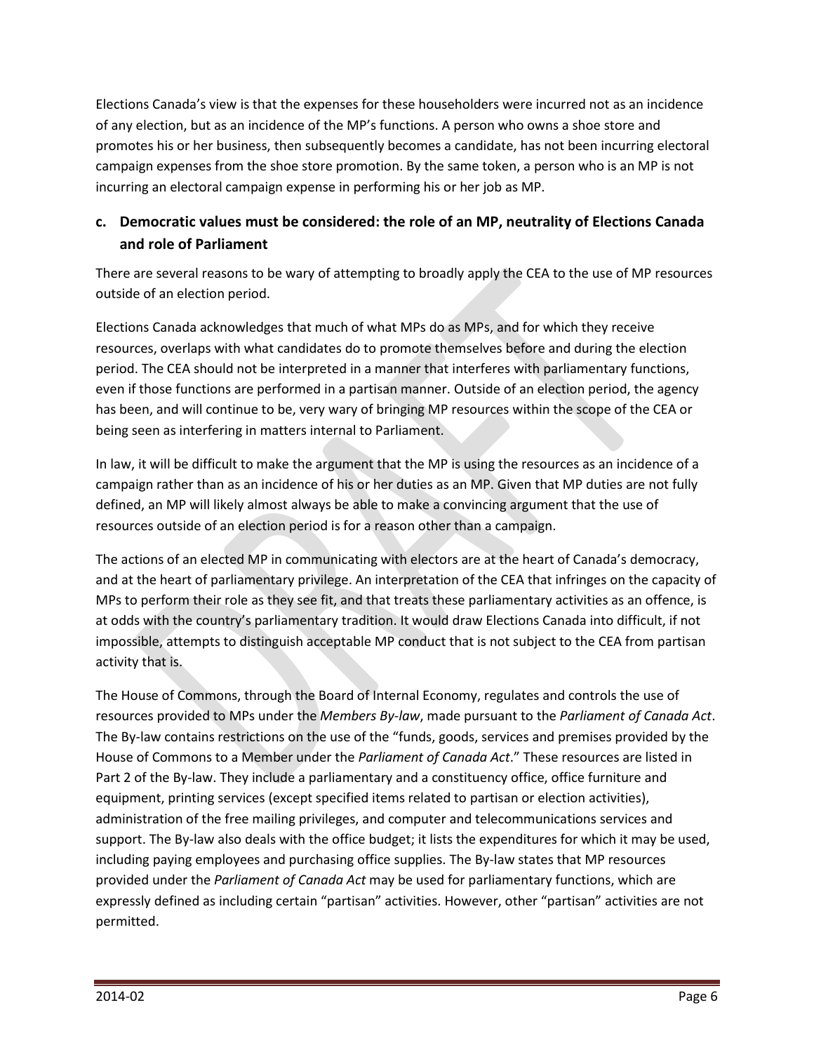Elections Canada's view is that the expenses for these householders were incurred not as an incidence of any election, but as an incidence of the MP's functions. A person who owns a shoe store and promotes his or her business, then subsequently becomes a candidate, has not been incurring electoral campaign expenses from the shoe store promotion. By the same token, a person who is an MP is not incurring an electoral campaign expense in performing his or her job as MP.

### c. Democratic values must be considered: the role of an MP, neutrality of Elections Canada and role of Parliament

There are several reasons to be wary of attempting to broadly apply the CEA to the use of MP resources outside of an election period.

Elections Canada acknowledges that much of what MPs do as MPs, and for which they receive resources, overlaps with what candidates do to promote themselves before and during the election period. The CEA should not be interpreted in a manner that interferes with parliamentary functions, even if those functions are performed in a partisan manner. Outside of an election period, the agency has been, and will continue to be, very wary of bringing MP resources within the scope of the CEA or being seen as interfering in matters internal to Parliament.

In law, it will be difficult to make the argument that the MP is using the resources as an incidence of a campaign rather than as an incidence of his or her duties as an MP. Given that MP duties are not fully defined, an MP will likely almost always be able to make a convincing argument that the use of resources outside of an election period is for a reason other than a campaign.

The actions of an elected MP in communicating with electors are at the heart of Canada's democracy, and at the heart of parliamentary privilege. An interpretation of the CEA that infringes on the capacity of MPs to perform their role as they see fit, and that treats these parliamentary activities as an offence, is at odds with the country's parliamentary tradition. It would draw Elections Canada into difficult, if not impossible, attempts to distinguish acceptable MP conduct that is not subject to the CEA from partisan activity that is.

The House of Commons, through the Board of Internal Economy, regulates and controls the use of resources provided to MPs under the *Members By-law*, made pursuant to the *Parliament of Canada Act*. The By-law contains restrictions on the use of the "funds, goods, services and premises provided by the House of Commons to a Member under the *Parliament of Canada Act*." These resources are listed in Part 2 of the By-law. They include a parliamentary and a constituency office, office furniture and equipment, printing services (except specified items related to partisan or election activities), administration of the free mailing privileges, and computer and telecommunications services and support. The By-law also deals with the office budget; it lists the expenditures for which it may be used, including paying employees and purchasing office supplies. The By-law states that MP resources provided under the *Parliament of Canada Act* may be used for parliamentary functions, which are expressly defined as including certain "partisan" activities. However, other "partisan" activities are not permitted.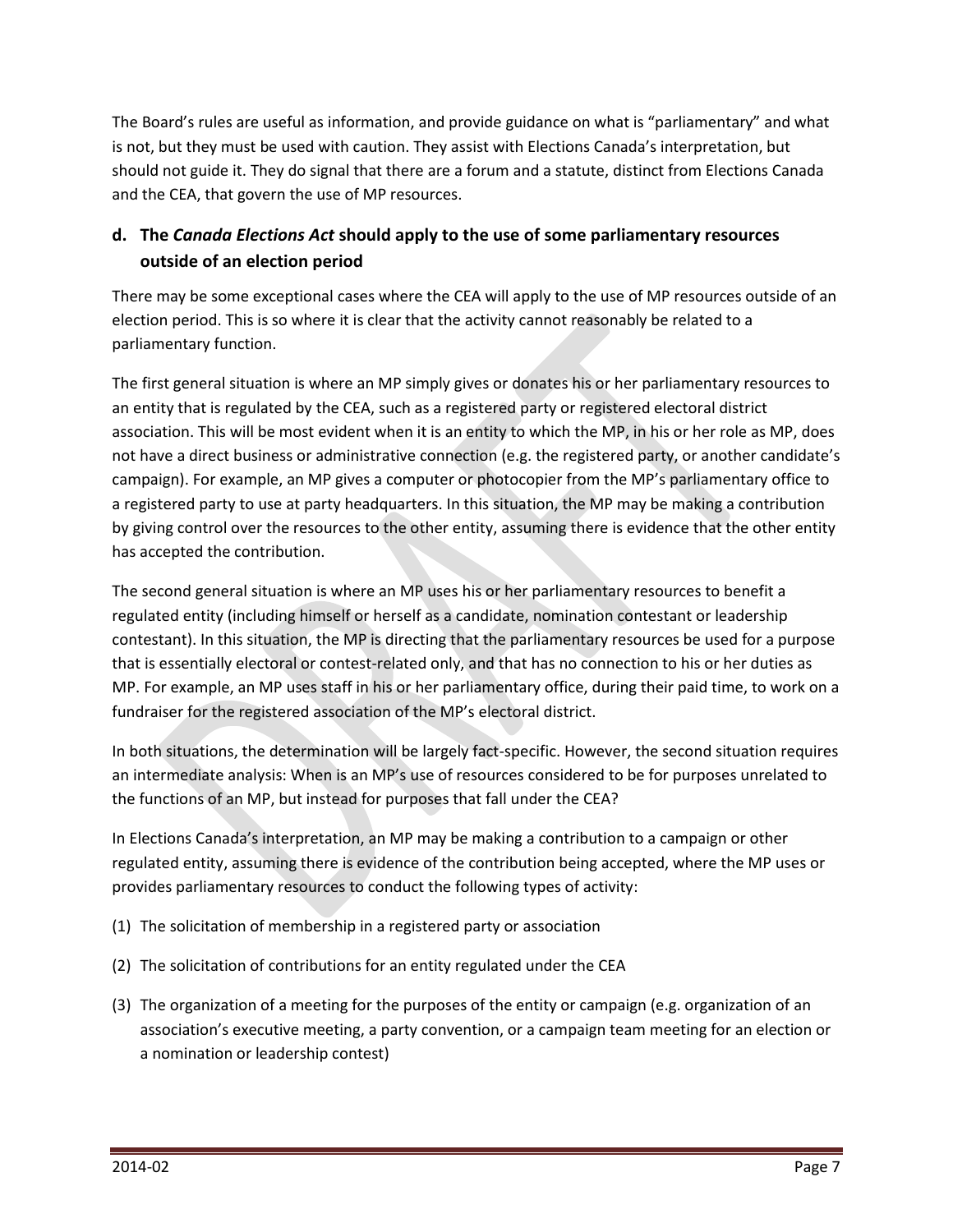The Board's rules are useful as information, and provide guidance on what is "parliamentary" and what is not, but they must be used with caution. They assist with Elections Canada's interpretation, but should not guide it. They do signal that there are a forum and a statute, distinct from Elections Canada and the CEA, that govern the use of MP resources.

### d. The *Canada Elections Act* should apply to the use of some parliamentary resources outside of an election period

There may be some exceptional cases where the CEA will apply to the use of MP resources outside of an election period. This is so where it is clear that the activity cannot reasonably be related to a parliamentary function.

The first general situation is where an MP simply gives or donates his or her parliamentary resources to an entity that is regulated by the CEA, such as a registered party or registered electoral district association. This will be most evident when it is an entity to which the MP, in his or her role as MP, does not have a direct business or administrative connection (e.g. the registered party, or another candidate's campaign). For example, an MP gives a computer or photocopier from the MP's parliamentary office to a registered party to use at party headquarters. In this situation, the MP may be making a contribution by giving control over the resources to the other entity, assuming there is evidence that the other entity has accepted the contribution.

The second general situation is where an MP uses his or her parliamentary resources to benefit a regulated entity (including himself or herself as a candidate, nomination contestant or leadership contestant). In this situation, the MP is directing that the parliamentary resources be used for a purpose that is essentially electoral or contest-related only, and that has no connection to his or her duties as MP. For example, an MP uses staff in his or her parliamentary office, during their paid time, to work on a fundraiser for the registered association of the MP's electoral district.

In both situations, the determination will be largely fact-specific. However, the second situation requires an intermediate analysis: When is an MP's use of resources considered to be for purposes unrelated to the functions of an MP, but instead for purposes that fall under the CEA?

In Elections Canada's interpretation, an MP may be making a contribution to a campaign or other regulated entity, assuming there is evidence of the contribution being accepted, where the MP uses or provides parliamentary resources to conduct the following types of activity:

(1) The solicitation of membership in a registered party or association

(2) The solicitation of contributions for an entity regulated under the CEA

(3) The organization of a meeting for the purposes of the entity or campaign (e.g. organization of an association's executive meeting, a party convention, or a campaign team meeting for an election or a nomination or leadership contest)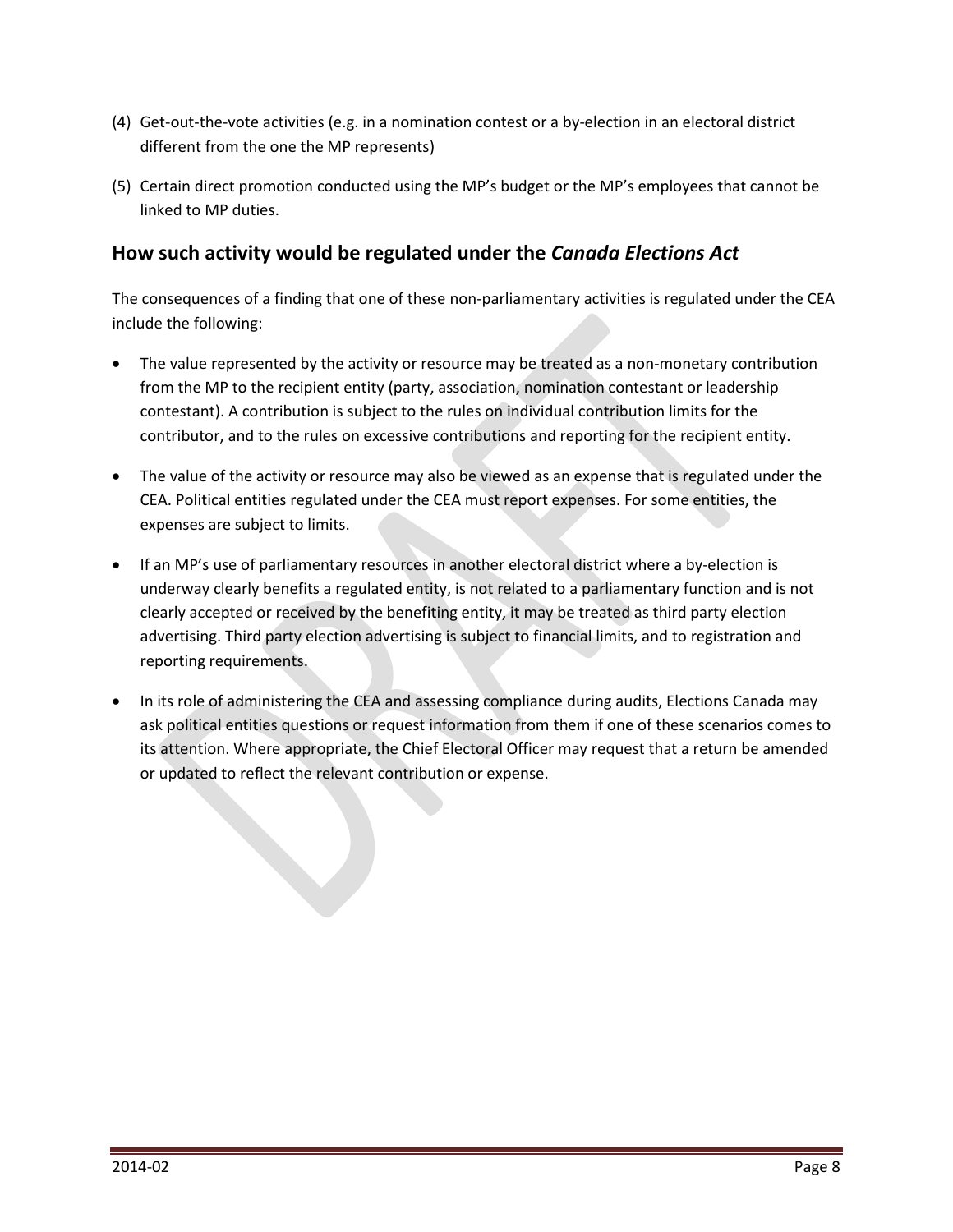(4) Get-out-the-vote activities (e.g. in a nomination contest or a by-election in an electoral district different from the one the MP represents)

(5) Certain direct promotion conducted using the MP's budget or the MP's employees that cannot be linked to MP duties.

## How such activity would be regulated under the *Canada Elections Act*

The consequences of a finding that one of these non-parliamentary activities is regulated under the CEA include the following:

- The value represented by the activity or resource may be treated as a non-monetary contribution from the MP to the recipient entity (party, association, nomination contestant or leadership contestant). A contribution is subject to the rules on individual contribution limits for the contributor, and to the rules on excessive contributions and reporting for the recipient entity.
- The value of the activity or resource may also be viewed as an expense that is regulated under the CEA. Political entities regulated under the CEA must report expenses. For some entities, the expenses are subject to limits.
- If an MP's use of parliamentary resources in another electoral district where a by-election is underway clearly benefits a regulated entity, is not related to a parliamentary function and is not clearly accepted or received by the benefiting entity, it may be treated as third party election advertising. Third party election advertising is subject to financial limits, and to registration and reporting requirements.
- In its role of administering the CEA and assessing compliance during audits, Elections Canada may ask political entities questions or request information from them if one of these scenarios comes to its attention. Where appropriate, the Chief Electoral Officer may request that a return be amended or updated to reflect the relevant contribution or expense.